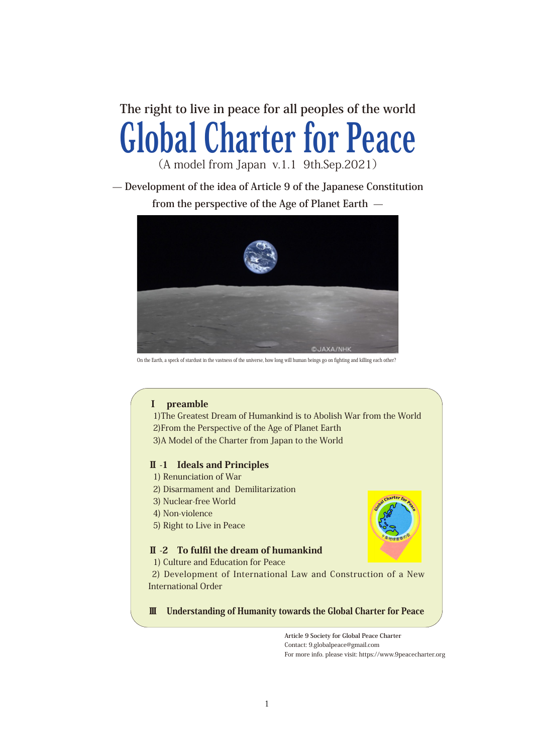The right to live in peace for all peoples of the world

# Global Charter for Peace

（A model from Japan v.1.1 9th.Sep.2021）

— Development of the idea of Article 9 of the Japanese Constitution from the perspective of the Age of Planet Earth —

On the Earth, a speck of stardust in the vastness of the universe, how long will human beings go on fighting and killing each other?

**Ⅰ preamble**

1)The Greatest Dream of Humankind is to Abolish War from the World
2)From the Perspective of the Age of Planet Earth
3)A Model of the Charter from Japan to the World

**Ⅱ -1 Ideals and Principles**

1) Renunciation of War
2) Disarmament and Demilitarization
3) Nuclear-free World
4) Non-violence
5) Right to Live in Peace

**Ⅱ -2 To fulfil the dream of humankind**

1) Culture and Education for Peace
2) Development of International Law and Construction of a New International Order

**Ⅲ Understanding of Humanity towards the Global Charter for Peace**

Article 9 Society for Global Peace Charter
Contact: 9.globalpeace@gmail.com
For more info. please visit: https://www.9peacecharter.org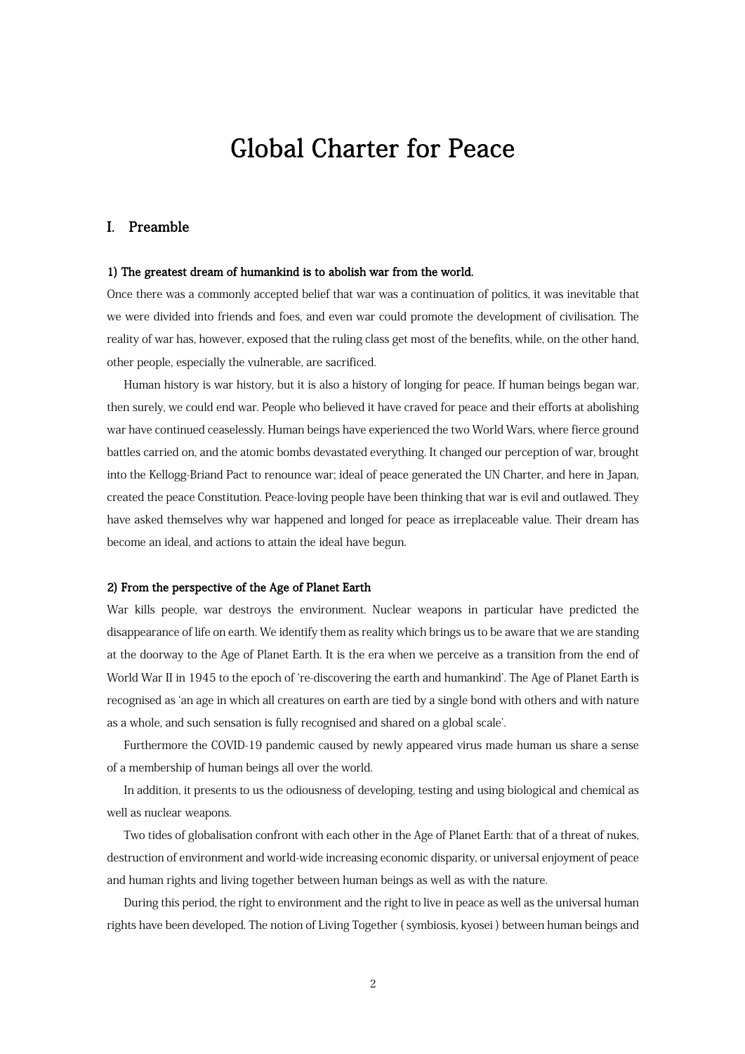# Global Charter for Peace

## I. Preamble

**1) The greatest dream of humankind is to abolish war from the world.**

Once there was a commonly accepted belief that war was a continuation of politics, it was inevitable that we were divided into friends and foes, and even war could promote the development of civilisation. The reality of war has, however, exposed that the ruling class get most of the benefits, while, on the other hand, other people, especially the vulnerable, are sacrificed.

Human history is war history, but it is also a history of longing for peace. If human beings began war, then surely, we could end war. People who believed it have craved for peace and their efforts at abolishing war have continued ceaselessly. Human beings have experienced the two World Wars, where fierce ground battles carried on, and the atomic bombs devastated everything. It changed our perception of war, brought into the Kellogg-Briand Pact to renounce war; ideal of peace generated the UN Charter, and here in Japan, created the peace Constitution. Peace-loving people have been thinking that war is evil and outlawed. They have asked themselves why war happened and longed for peace as irreplaceable value. Their dream has become an ideal, and actions to attain the ideal have begun.

**2) From the perspective of the Age of Planet Earth**

War kills people, war destroys the environment. Nuclear weapons in particular have predicted the disappearance of life on earth. We identify them as reality which brings us to be aware that we are standing at the doorway to the Age of Planet Earth. It is the era when we perceive as a transition from the end of World War II in 1945 to the epoch of 're-discovering the earth and humankind'. The Age of Planet Earth is recognised as 'an age in which all creatures on earth are tied by a single bond with others and with nature as a whole, and such sensation is fully recognised and shared on a global scale'.

Furthermore the COVID-19 pandemic caused by newly appeared virus made human us share a sense of a membership of human beings all over the world.

In addition, it presents to us the odiousness of developing, testing and using biological and chemical as well as nuclear weapons.

Two tides of globalisation confront with each other in the Age of Planet Earth: that of a threat of nukes, destruction of environment and world-wide increasing economic disparity, or universal enjoyment of peace and human rights and living together between human beings as well as with the nature.

During this period, the right to environment and the right to live in peace as well as the universal human rights have been developed. The notion of Living Together ( symbiosis, kyosei ) between human beings and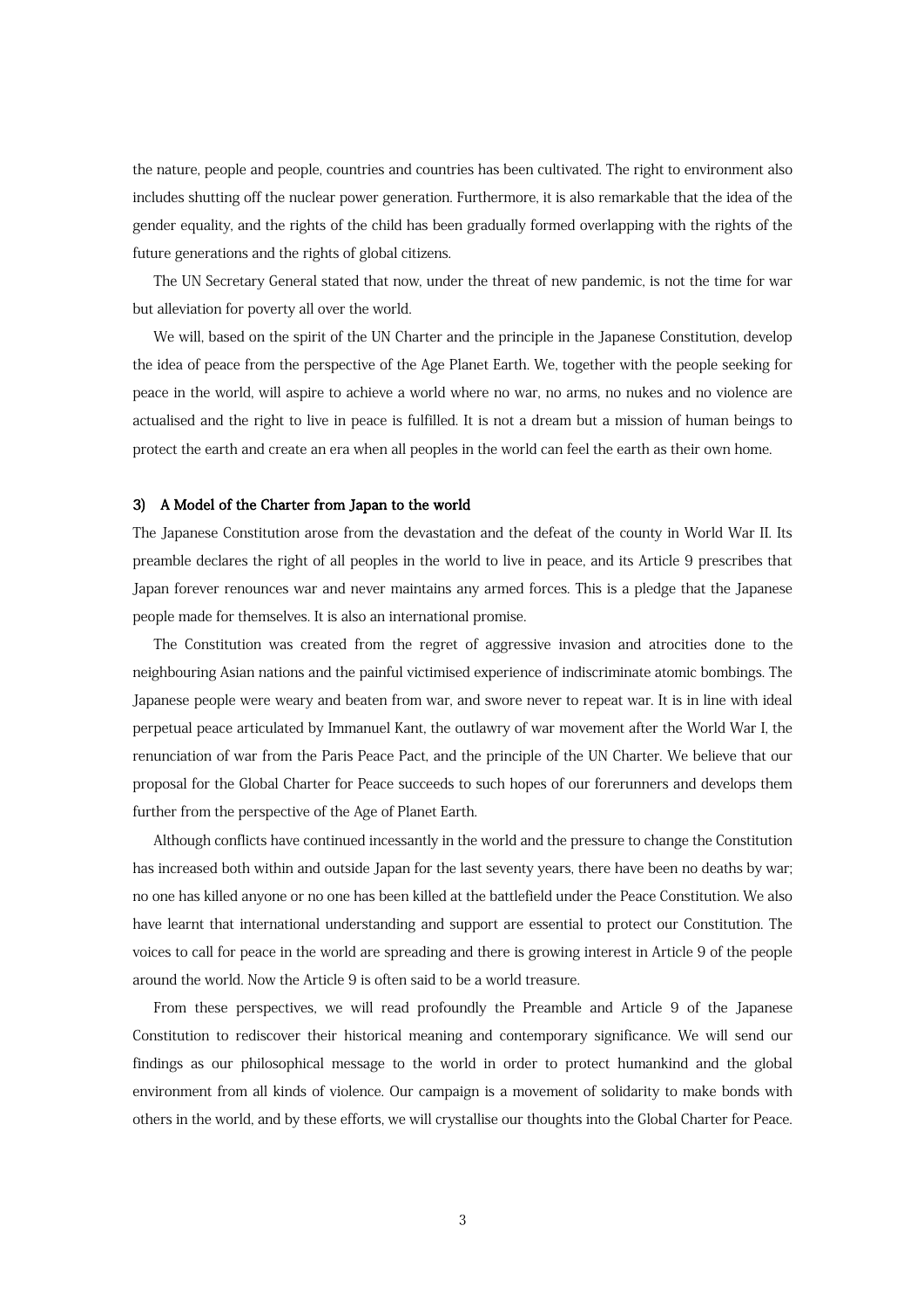the nature, people and people, countries and countries has been cultivated. The right to environment also includes shutting off the nuclear power generation. Furthermore, it is also remarkable that the idea of the gender equality, and the rights of the child has been gradually formed overlapping with the rights of the future generations and the rights of global citizens.

The UN Secretary General stated that now, under the threat of new pandemic, is not the time for war but alleviation for poverty all over the world.

We will, based on the spirit of the UN Charter and the principle in the Japanese Constitution, develop the idea of peace from the perspective of the Age Planet Earth. We, together with the people seeking for peace in the world, will aspire to achieve a world where no war, no arms, no nukes and no violence are actualised and the right to live in peace is fulfilled. It is not a dream but a mission of human beings to protect the earth and create an era when all peoples in the world can feel the earth as their own home.

### 3) A Model of the Charter from Japan to the world

The Japanese Constitution arose from the devastation and the defeat of the county in World War II. Its preamble declares the right of all peoples in the world to live in peace, and its Article 9 prescribes that Japan forever renounces war and never maintains any armed forces. This is a pledge that the Japanese people made for themselves. It is also an international promise.

The Constitution was created from the regret of aggressive invasion and atrocities done to the neighbouring Asian nations and the painful victimised experience of indiscriminate atomic bombings. The Japanese people were weary and beaten from war, and swore never to repeat war. It is in line with ideal perpetual peace articulated by Immanuel Kant, the outlawry of war movement after the World War I, the renunciation of war from the Paris Peace Pact, and the principle of the UN Charter. We believe that our proposal for the Global Charter for Peace succeeds to such hopes of our forerunners and develops them further from the perspective of the Age of Planet Earth.

Although conflicts have continued incessantly in the world and the pressure to change the Constitution has increased both within and outside Japan for the last seventy years, there have been no deaths by war; no one has killed anyone or no one has been killed at the battlefield under the Peace Constitution. We also have learnt that international understanding and support are essential to protect our Constitution. The voices to call for peace in the world are spreading and there is growing interest in Article 9 of the people around the world. Now the Article 9 is often said to be a world treasure.

From these perspectives, we will read profoundly the Preamble and Article 9 of the Japanese Constitution to rediscover their historical meaning and contemporary significance. We will send our findings as our philosophical message to the world in order to protect humankind and the global environment from all kinds of violence. Our campaign is a movement of solidarity to make bonds with others in the world, and by these efforts, we will crystallise our thoughts into the Global Charter for Peace.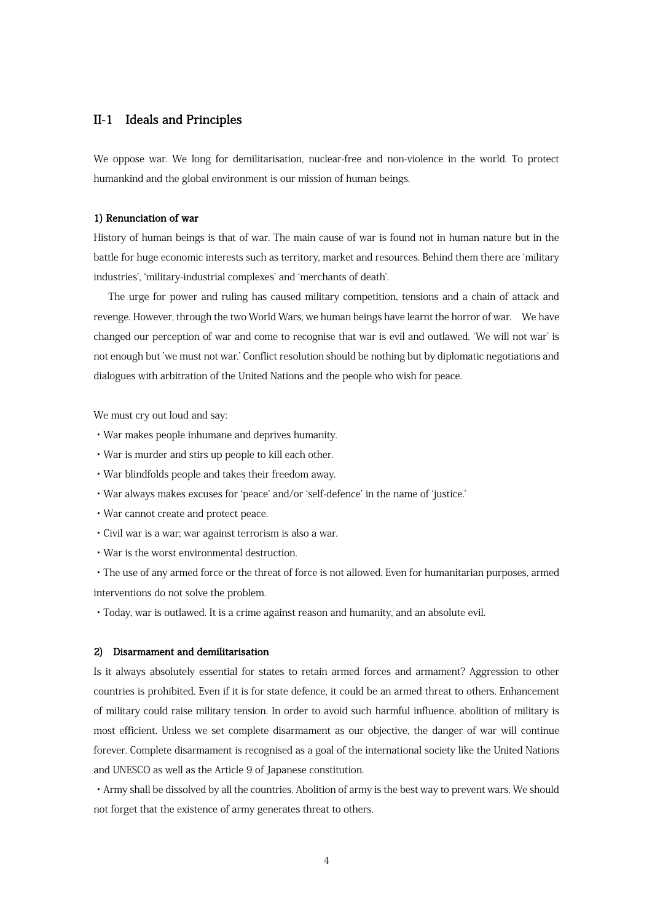## II-1　Ideals and Principles

We oppose war. We long for demilitarisation, nuclear-free and non-violence in the world. To protect humankind and the global environment is our mission of human beings.

### 1) Renunciation of war

History of human beings is that of war. The main cause of war is found not in human nature but in the battle for huge economic interests such as territory, market and resources. Behind them there are 'military industries', 'military-industrial complexes' and 'merchants of death'.

The urge for power and ruling has caused military competition, tensions and a chain of attack and revenge. However, through the two World Wars, we human beings have learnt the horror of war.　We have changed our perception of war and come to recognise that war is evil and outlawed. 'We will not war' is not enough but 'we must not war.' Conflict resolution should be nothing but by diplomatic negotiations and dialogues with arbitration of the United Nations and the people who wish for peace.

We must cry out loud and say:

- War makes people inhumane and deprives humanity.
- War is murder and stirs up people to kill each other.
- War blindfolds people and takes their freedom away.
- War always makes excuses for 'peace' and/or 'self-defence' in the name of 'justice.'
- War cannot create and protect peace.
- Civil war is a war; war against terrorism is also a war.
- War is the worst environmental destruction.
- The use of any armed force or the threat of force is not allowed. Even for humanitarian purposes, armed interventions do not solve the problem.
- Today, war is outlawed. It is a crime against reason and humanity, and an absolute evil.

### 2)　Disarmament and demilitarisation

Is it always absolutely essential for states to retain armed forces and armament? Aggression to other countries is prohibited. Even if it is for state defence, it could be an armed threat to others. Enhancement of military could raise military tension. In order to avoid such harmful influence, abolition of military is most efficient. Unless we set complete disarmament as our objective, the danger of war will continue forever. Complete disarmament is recognised as a goal of the international society like the United Nations and UNESCO as well as the Article 9 of Japanese constitution.

- Army shall be dissolved by all the countries. Abolition of army is the best way to prevent wars. We should not forget that the existence of army generates threat to others.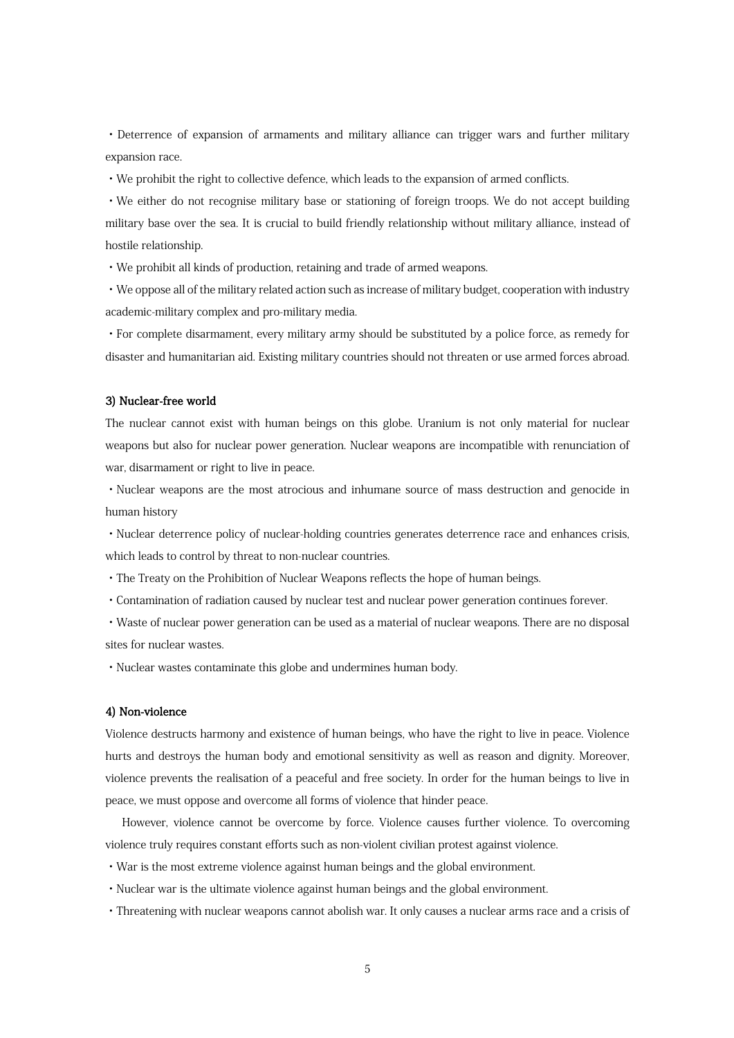・Deterrence of expansion of armaments and military alliance can trigger wars and further military expansion race.

・We prohibit the right to collective defence, which leads to the expansion of armed conflicts.

・We either do not recognise military base or stationing of foreign troops. We do not accept building military base over the sea. It is crucial to build friendly relationship without military alliance, instead of hostile relationship.

・We prohibit all kinds of production, retaining and trade of armed weapons.

・We oppose all of the military related action such as increase of military budget, cooperation with industry academic-military complex and pro-military media.

・For complete disarmament, every military army should be substituted by a police force, as remedy for disaster and humanitarian aid. Existing military countries should not threaten or use armed forces abroad.

**3) Nuclear-free world**

The nuclear cannot exist with human beings on this globe. Uranium is not only material for nuclear weapons but also for nuclear power generation. Nuclear weapons are incompatible with renunciation of war, disarmament or right to live in peace.

・Nuclear weapons are the most atrocious and inhumane source of mass destruction and genocide in human history

・Nuclear deterrence policy of nuclear-holding countries generates deterrence race and enhances crisis, which leads to control by threat to non-nuclear countries.

・The Treaty on the Prohibition of Nuclear Weapons reflects the hope of human beings.

・Contamination of radiation caused by nuclear test and nuclear power generation continues forever.

・Waste of nuclear power generation can be used as a material of nuclear weapons. There are no disposal sites for nuclear wastes.

・Nuclear wastes contaminate this globe and undermines human body.

**4) Non-violence**

Violence destructs harmony and existence of human beings, who have the right to live in peace. Violence hurts and destroys the human body and emotional sensitivity as well as reason and dignity. Moreover, violence prevents the realisation of a peaceful and free society. In order for the human beings to live in peace, we must oppose and overcome all forms of violence that hinder peace.

However, violence cannot be overcome by force. Violence causes further violence. To overcoming violence truly requires constant efforts such as non-violent civilian protest against violence.

・War is the most extreme violence against human beings and the global environment.

・Nuclear war is the ultimate violence against human beings and the global environment.

・Threatening with nuclear weapons cannot abolish war. It only causes a nuclear arms race and a crisis of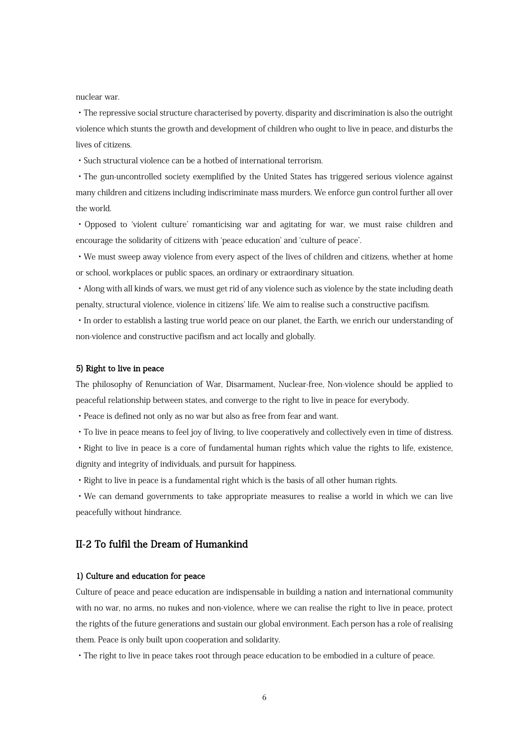nuclear war.

・The repressive social structure characterised by poverty, disparity and discrimination is also the outright violence which stunts the growth and development of children who ought to live in peace, and disturbs the lives of citizens.

・Such structural violence can be a hotbed of international terrorism.

・The gun-uncontrolled society exemplified by the United States has triggered serious violence against many children and citizens including indiscriminate mass murders. We enforce gun control further all over the world.

・Opposed to 'violent culture' romanticising war and agitating for war, we must raise children and encourage the solidarity of citizens with 'peace education' and 'culture of peace'.

・We must sweep away violence from every aspect of the lives of children and citizens, whether at home or school, workplaces or public spaces, an ordinary or extraordinary situation.

・Along with all kinds of wars, we must get rid of any violence such as violence by the state including death penalty, structural violence, violence in citizens' life. We aim to realise such a constructive pacifism.

・In order to establish a lasting true world peace on our planet, the Earth, we enrich our understanding of non-violence and constructive pacifism and act locally and globally.

#### 5) Right to live in peace

The philosophy of Renunciation of War, Disarmament, Nuclear-free, Non-violence should be applied to peaceful relationship between states, and converge to the right to live in peace for everybody.

・Peace is defined not only as no war but also as free from fear and want.

・To live in peace means to feel joy of living, to live cooperatively and collectively even in time of distress.

・Right to live in peace is a core of fundamental human rights which value the rights to life, existence, dignity and integrity of individuals, and pursuit for happiness.

・Right to live in peace is a fundamental right which is the basis of all other human rights.

・We can demand governments to take appropriate measures to realise a world in which we can live peacefully without hindrance.

### II-2 To fulfil the Dream of Humankind

#### 1) Culture and education for peace

Culture of peace and peace education are indispensable in building a nation and international community with no war, no arms, no nukes and non-violence, where we can realise the right to live in peace, protect the rights of the future generations and sustain our global environment. Each person has a role of realising them. Peace is only built upon cooperation and solidarity.

・The right to live in peace takes root through peace education to be embodied in a culture of peace.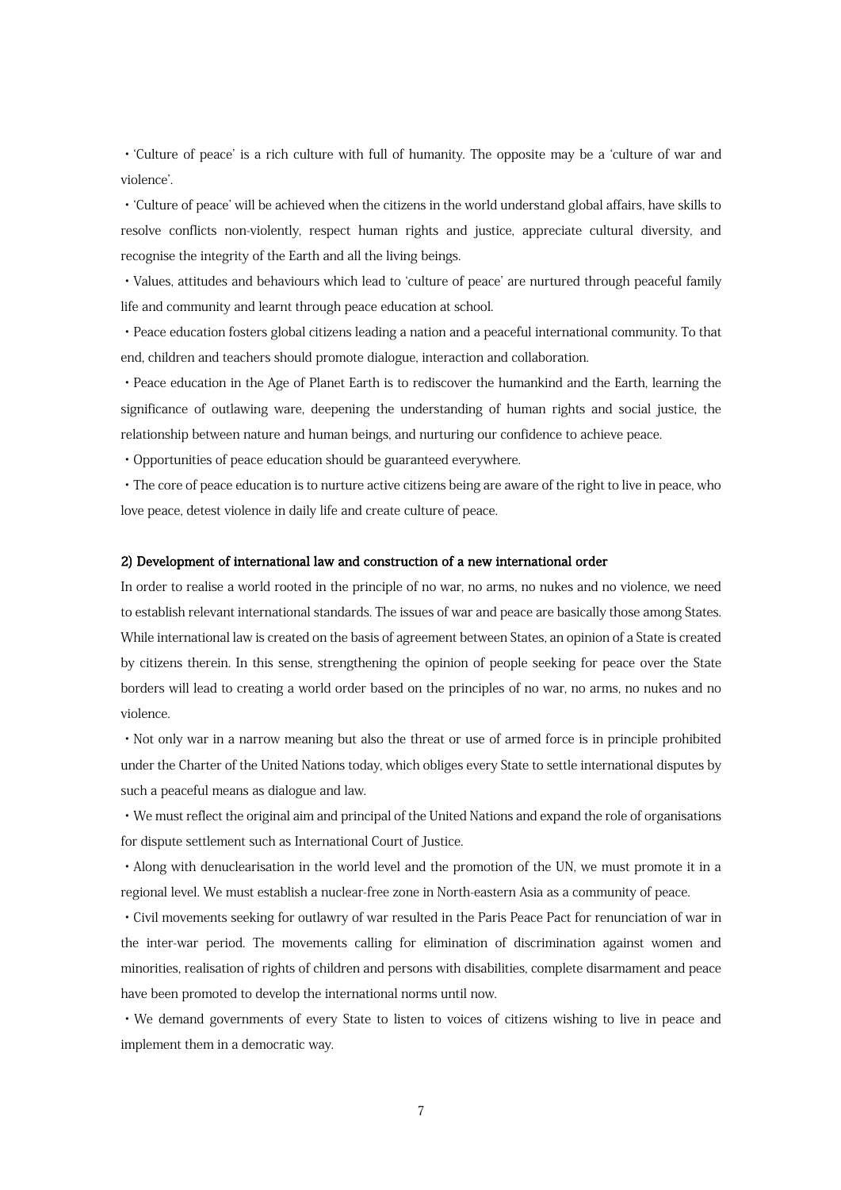・'Culture of peace' is a rich culture with full of humanity. The opposite may be a 'culture of war and violence'.

・'Culture of peace' will be achieved when the citizens in the world understand global affairs, have skills to resolve conflicts non-violently, respect human rights and justice, appreciate cultural diversity, and recognise the integrity of the Earth and all the living beings.

・Values, attitudes and behaviours which lead to 'culture of peace' are nurtured through peaceful family life and community and learnt through peace education at school.

・Peace education fosters global citizens leading a nation and a peaceful international community. To that end, children and teachers should promote dialogue, interaction and collaboration.

・Peace education in the Age of Planet Earth is to rediscover the humankind and the Earth, learning the significance of outlawing ware, deepening the understanding of human rights and social justice, the relationship between nature and human beings, and nurturing our confidence to achieve peace.

・Opportunities of peace education should be guaranteed everywhere.

・The core of peace education is to nurture active citizens being are aware of the right to live in peace, who love peace, detest violence in daily life and create culture of peace.

**2) Development of international law and construction of a new international order**

In order to realise a world rooted in the principle of no war, no arms, no nukes and no violence, we need to establish relevant international standards. The issues of war and peace are basically those among States. While international law is created on the basis of agreement between States, an opinion of a State is created by citizens therein. In this sense, strengthening the opinion of people seeking for peace over the State borders will lead to creating a world order based on the principles of no war, no arms, no nukes and no violence.

・Not only war in a narrow meaning but also the threat or use of armed force is in principle prohibited under the Charter of the United Nations today, which obliges every State to settle international disputes by such a peaceful means as dialogue and law.

・We must reflect the original aim and principal of the United Nations and expand the role of organisations for dispute settlement such as International Court of Justice.

・Along with denuclearisation in the world level and the promotion of the UN, we must promote it in a regional level. We must establish a nuclear-free zone in North-eastern Asia as a community of peace.

・Civil movements seeking for outlawry of war resulted in the Paris Peace Pact for renunciation of war in the inter-war period. The movements calling for elimination of discrimination against women and minorities, realisation of rights of children and persons with disabilities, complete disarmament and peace have been promoted to develop the international norms until now.

・We demand governments of every State to listen to voices of citizens wishing to live in peace and implement them in a democratic way.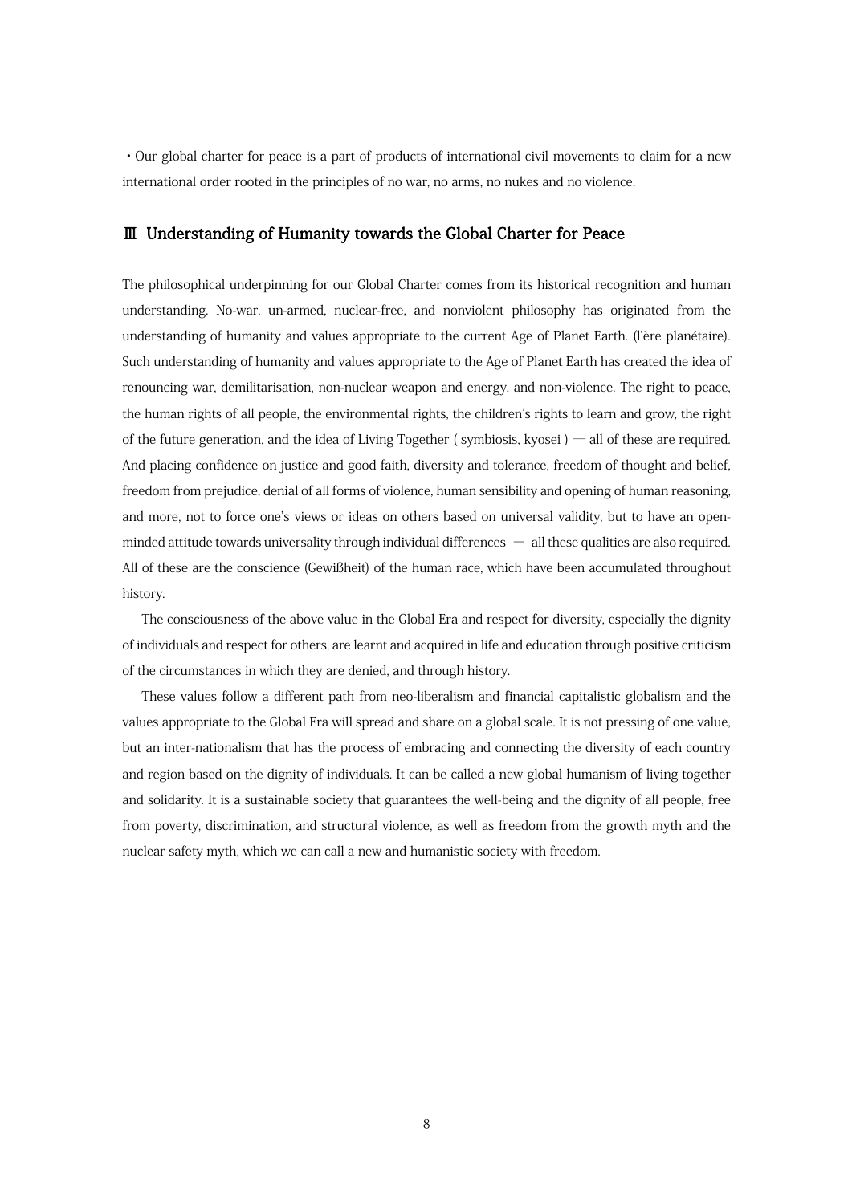・Our global charter for peace is a part of products of international civil movements to claim for a new international order rooted in the principles of no war, no arms, no nukes and no violence.

## Ⅲ Understanding of Humanity towards the Global Charter for Peace

The philosophical underpinning for our Global Charter comes from its historical recognition and human understanding. No-war, un-armed, nuclear-free, and nonviolent philosophy has originated from the understanding of humanity and values appropriate to the current Age of Planet Earth. (l'ère planétaire). Such understanding of humanity and values appropriate to the Age of Planet Earth has created the idea of renouncing war, demilitarisation, non-nuclear weapon and energy, and non-violence. The right to peace, the human rights of all people, the environmental rights, the children's rights to learn and grow, the right of the future generation, and the idea of Living Together ( symbiosis, kyosei ) — all of these are required. And placing confidence on justice and good faith, diversity and tolerance, freedom of thought and belief, freedom from prejudice, denial of all forms of violence, human sensibility and opening of human reasoning, and more, not to force one's views or ideas on others based on universal validity, but to have an open-minded attitude towards universality through individual differences — all these qualities are also required. All of these are the conscience (Gewißheit) of the human race, which have been accumulated throughout history.

The consciousness of the above value in the Global Era and respect for diversity, especially the dignity of individuals and respect for others, are learnt and acquired in life and education through positive criticism of the circumstances in which they are denied, and through history.

These values follow a different path from neo-liberalism and financial capitalistic globalism and the values appropriate to the Global Era will spread and share on a global scale. It is not pressing of one value, but an inter-nationalism that has the process of embracing and connecting the diversity of each country and region based on the dignity of individuals. It can be called a new global humanism of living together and solidarity. It is a sustainable society that guarantees the well-being and the dignity of all people, free from poverty, discrimination, and structural violence, as well as freedom from the growth myth and the nuclear safety myth, which we can call a new and humanistic society with freedom.